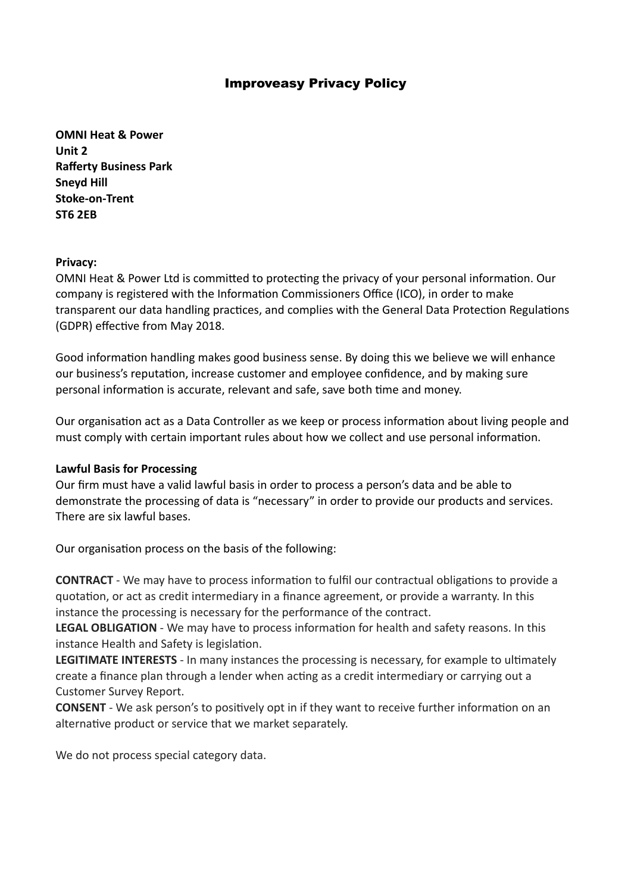# Improveasy Privacy Policy

**OMNI Heat & Power**
**Unit 2**
**Rafferty Business Park**
**Sneyd Hill**
**Stoke-on-Trent**
**ST6 2EB**

**Privacy:**

OMNI Heat & Power Ltd is committed to protecting the privacy of your personal information. Our company is registered with the Information Commissioners Office (ICO), in order to make transparent our data handling practices, and complies with the General Data Protection Regulations (GDPR) effective from May 2018.

Good information handling makes good business sense. By doing this we believe we will enhance our business's reputation, increase customer and employee confidence, and by making sure personal information is accurate, relevant and safe, save both time and money.

Our organisation act as a Data Controller as we keep or process information about living people and must comply with certain important rules about how we collect and use personal information.

**Lawful Basis for Processing**

Our firm must have a valid lawful basis in order to process a person's data and be able to demonstrate the processing of data is "necessary" in order to provide our products and services. There are six lawful bases.

Our organisation process on the basis of the following:

**CONTRACT** - We may have to process information to fulfil our contractual obligations to provide a quotation, or act as credit intermediary in a finance agreement, or provide a warranty. In this instance the processing is necessary for the performance of the contract.
**LEGAL OBLIGATION** - We may have to process information for health and safety reasons. In this instance Health and Safety is legislation.
**LEGITIMATE INTERESTS** - In many instances the processing is necessary, for example to ultimately create a finance plan through a lender when acting as a credit intermediary or carrying out a Customer Survey Report.
**CONSENT** - We ask person's to positively opt in if they want to receive further information on an alternative product or service that we market separately.

We do not process special category data.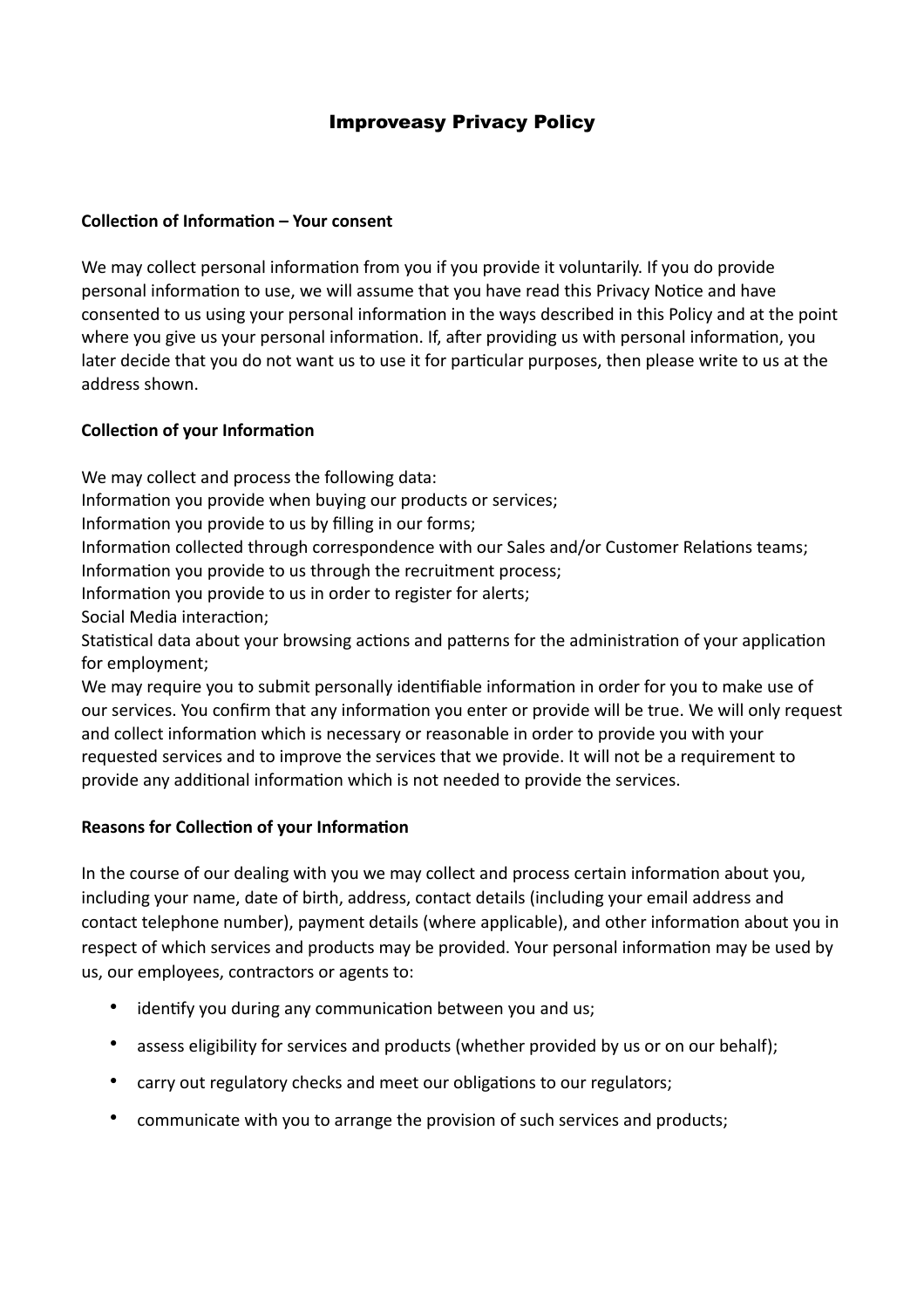# Improveasy Privacy Policy

**Collection of Information – Your consent**

We may collect personal information from you if you provide it voluntarily. If you do provide personal information to use, we will assume that you have read this Privacy Notice and have consented to us using your personal information in the ways described in this Policy and at the point where you give us your personal information. If, after providing us with personal information, you later decide that you do not want us to use it for particular purposes, then please write to us at the address shown.

**Collection of your Information**

We may collect and process the following data:
Information you provide when buying our products or services;
Information you provide to us by filling in our forms;
Information collected through correspondence with our Sales and/or Customer Relations teams;
Information you provide to us through the recruitment process;
Information you provide to us in order to register for alerts;
Social Media interaction;
Statistical data about your browsing actions and patterns for the administration of your application for employment;
We may require you to submit personally identifiable information in order for you to make use of our services. You confirm that any information you enter or provide will be true. We will only request and collect information which is necessary or reasonable in order to provide you with your requested services and to improve the services that we provide. It will not be a requirement to provide any additional information which is not needed to provide the services.

**Reasons for Collection of your Information**

In the course of our dealing with you we may collect and process certain information about you, including your name, date of birth, address, contact details (including your email address and contact telephone number), payment details (where applicable), and other information about you in respect of which services and products may be provided. Your personal information may be used by us, our employees, contractors or agents to:

- identify you during any communication between you and us;
- assess eligibility for services and products (whether provided by us or on our behalf);
- carry out regulatory checks and meet our obligations to our regulators;
- communicate with you to arrange the provision of such services and products;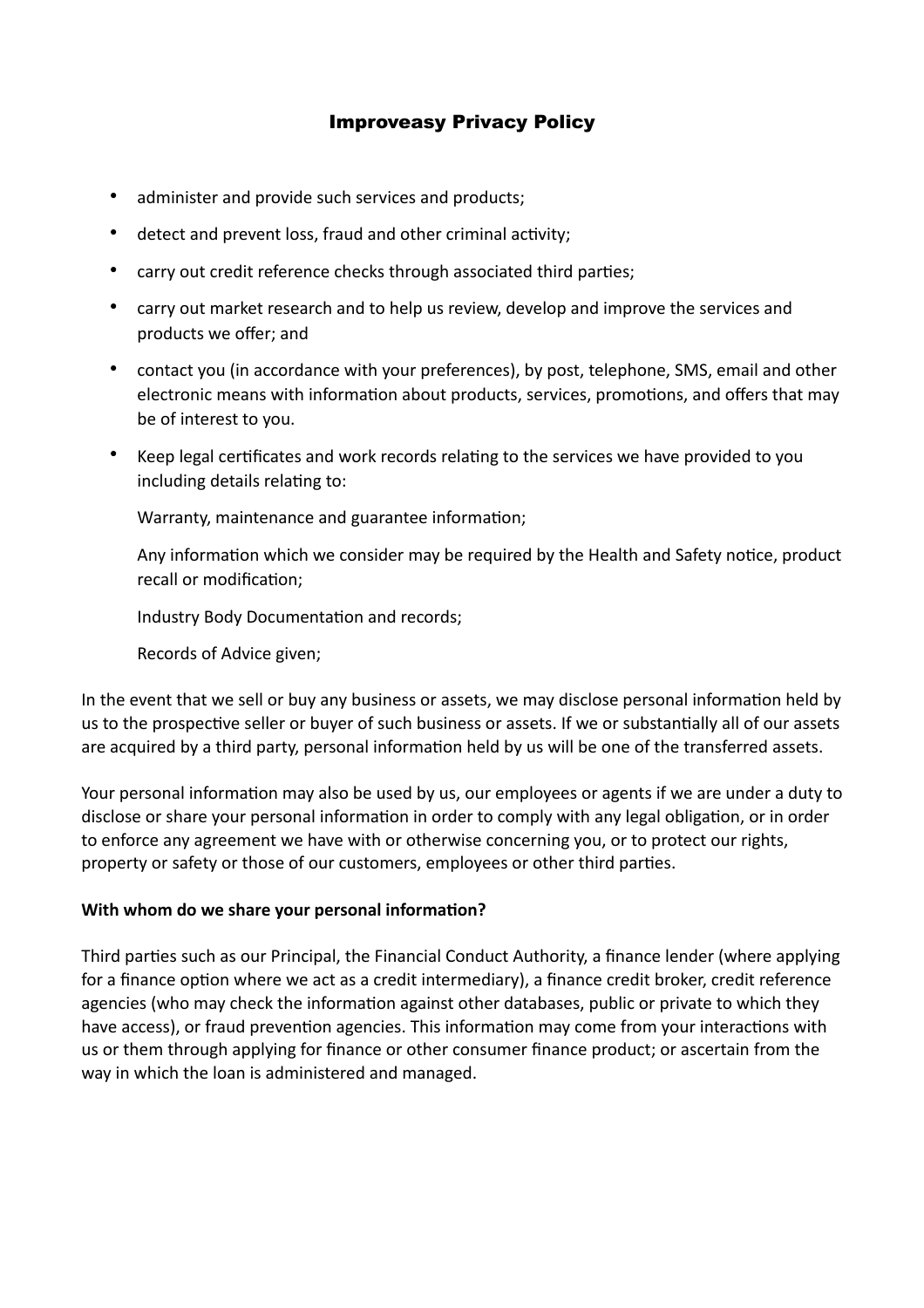## Improveasy Privacy Policy

- administer and provide such services and products;
- detect and prevent loss, fraud and other criminal activity;
- carry out credit reference checks through associated third parties;
- carry out market research and to help us review, develop and improve the services and products we offer; and
- contact you (in accordance with your preferences), by post, telephone, SMS, email and other electronic means with information about products, services, promotions, and offers that may be of interest to you.
- Keep legal certificates and work records relating to the services we have provided to you including details relating to:

  Warranty, maintenance and guarantee information;

  Any information which we consider may be required by the Health and Safety notice, product recall or modification;

  Industry Body Documentation and records;

  Records of Advice given;

In the event that we sell or buy any business or assets, we may disclose personal information held by us to the prospective seller or buyer of such business or assets. If we or substantially all of our assets are acquired by a third party, personal information held by us will be one of the transferred assets.

Your personal information may also be used by us, our employees or agents if we are under a duty to disclose or share your personal information in order to comply with any legal obligation, or in order to enforce any agreement we have with or otherwise concerning you, or to protect our rights, property or safety or those of our customers, employees or other third parties.

**With whom do we share your personal information?**

Third parties such as our Principal, the Financial Conduct Authority, a finance lender (where applying for a finance option where we act as a credit intermediary), a finance credit broker, credit reference agencies (who may check the information against other databases, public or private to which they have access), or fraud prevention agencies. This information may come from your interactions with us or them through applying for finance or other consumer finance product; or ascertain from the way in which the loan is administered and managed.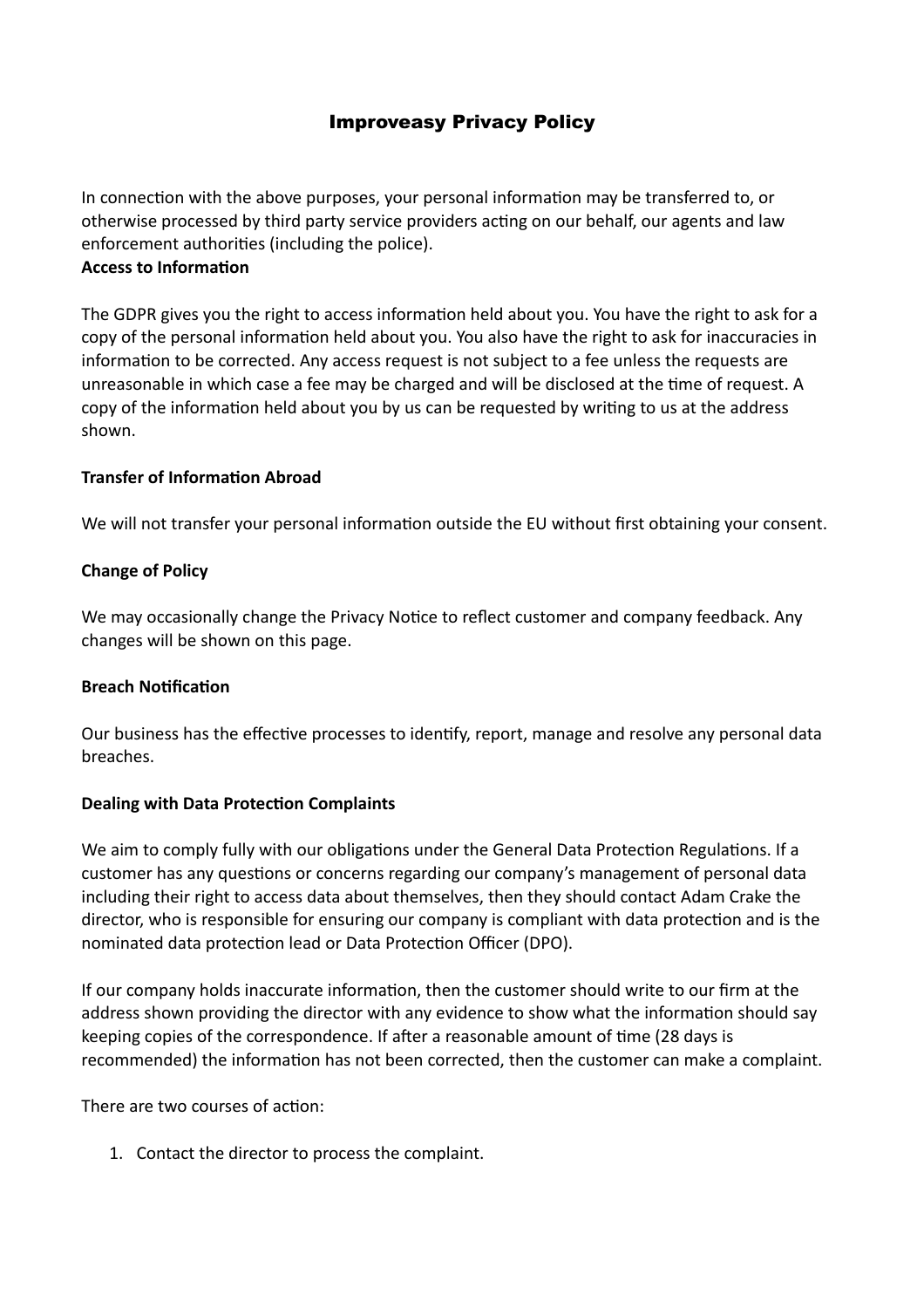# Improveasy Privacy Policy

In connection with the above purposes, your personal information may be transferred to, or otherwise processed by third party service providers acting on our behalf, our agents and law enforcement authorities (including the police).

**Access to Information**

The GDPR gives you the right to access information held about you. You have the right to ask for a copy of the personal information held about you. You also have the right to ask for inaccuracies in information to be corrected. Any access request is not subject to a fee unless the requests are unreasonable in which case a fee may be charged and will be disclosed at the time of request. A copy of the information held about you by us can be requested by writing to us at the address shown.

**Transfer of Information Abroad**

We will not transfer your personal information outside the EU without first obtaining your consent.

**Change of Policy**

We may occasionally change the Privacy Notice to reflect customer and company feedback. Any changes will be shown on this page.

**Breach Notification**

Our business has the effective processes to identify, report, manage and resolve any personal data breaches.

**Dealing with Data Protection Complaints**

We aim to comply fully with our obligations under the General Data Protection Regulations. If a customer has any questions or concerns regarding our company's management of personal data including their right to access data about themselves, then they should contact Adam Crake the director, who is responsible for ensuring our company is compliant with data protection and is the nominated data protection lead or Data Protection Officer (DPO).

If our company holds inaccurate information, then the customer should write to our firm at the address shown providing the director with any evidence to show what the information should say keeping copies of the correspondence. If after a reasonable amount of time (28 days is recommended) the information has not been corrected, then the customer can make a complaint.

There are two courses of action:

1. Contact the director to process the complaint.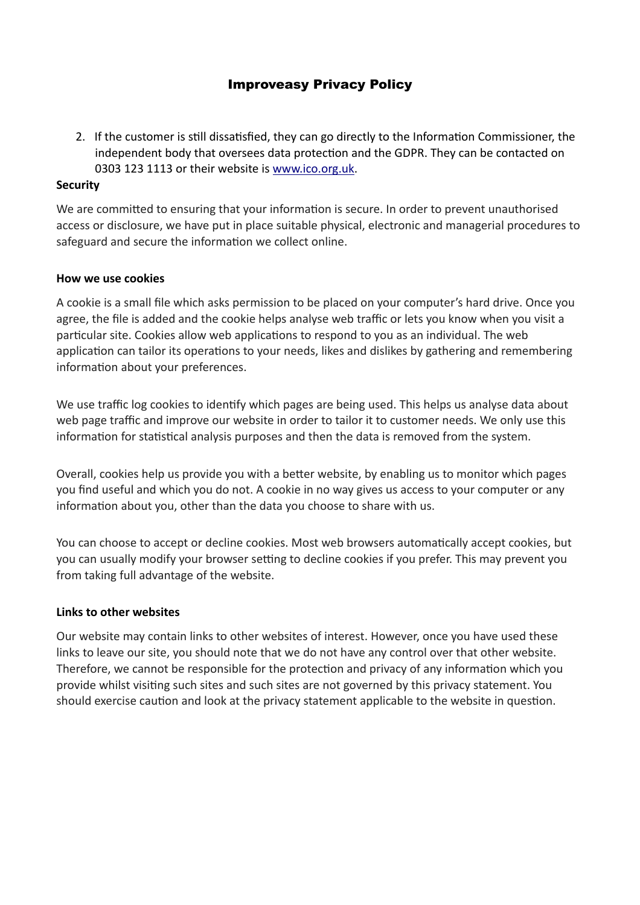2. If the customer is still dissatisfied, they can go directly to the Information Commissioner, the independent body that oversees data protection and the GDPR. They can be contacted on 0303 123 1113 or their website is [www.ico.org.uk](http://www.ico.org.uk).

**Security**

We are committed to ensuring that your information is secure. In order to prevent unauthorised access or disclosure, we have put in place suitable physical, electronic and managerial procedures to safeguard and secure the information we collect online.

**How we use cookies**

A cookie is a small file which asks permission to be placed on your computer's hard drive. Once you agree, the file is added and the cookie helps analyse web traffic or lets you know when you visit a particular site. Cookies allow web applications to respond to you as an individual. The web application can tailor its operations to your needs, likes and dislikes by gathering and remembering information about your preferences.

We use traffic log cookies to identify which pages are being used. This helps us analyse data about web page traffic and improve our website in order to tailor it to customer needs. We only use this information for statistical analysis purposes and then the data is removed from the system.

Overall, cookies help us provide you with a better website, by enabling us to monitor which pages you find useful and which you do not. A cookie in no way gives us access to your computer or any information about you, other than the data you choose to share with us.

You can choose to accept or decline cookies. Most web browsers automatically accept cookies, but you can usually modify your browser setting to decline cookies if you prefer. This may prevent you from taking full advantage of the website.

**Links to other websites**

Our website may contain links to other websites of interest. However, once you have used these links to leave our site, you should note that we do not have any control over that other website. Therefore, we cannot be responsible for the protection and privacy of any information which you provide whilst visiting such sites and such sites are not governed by this privacy statement. You should exercise caution and look at the privacy statement applicable to the website in question.